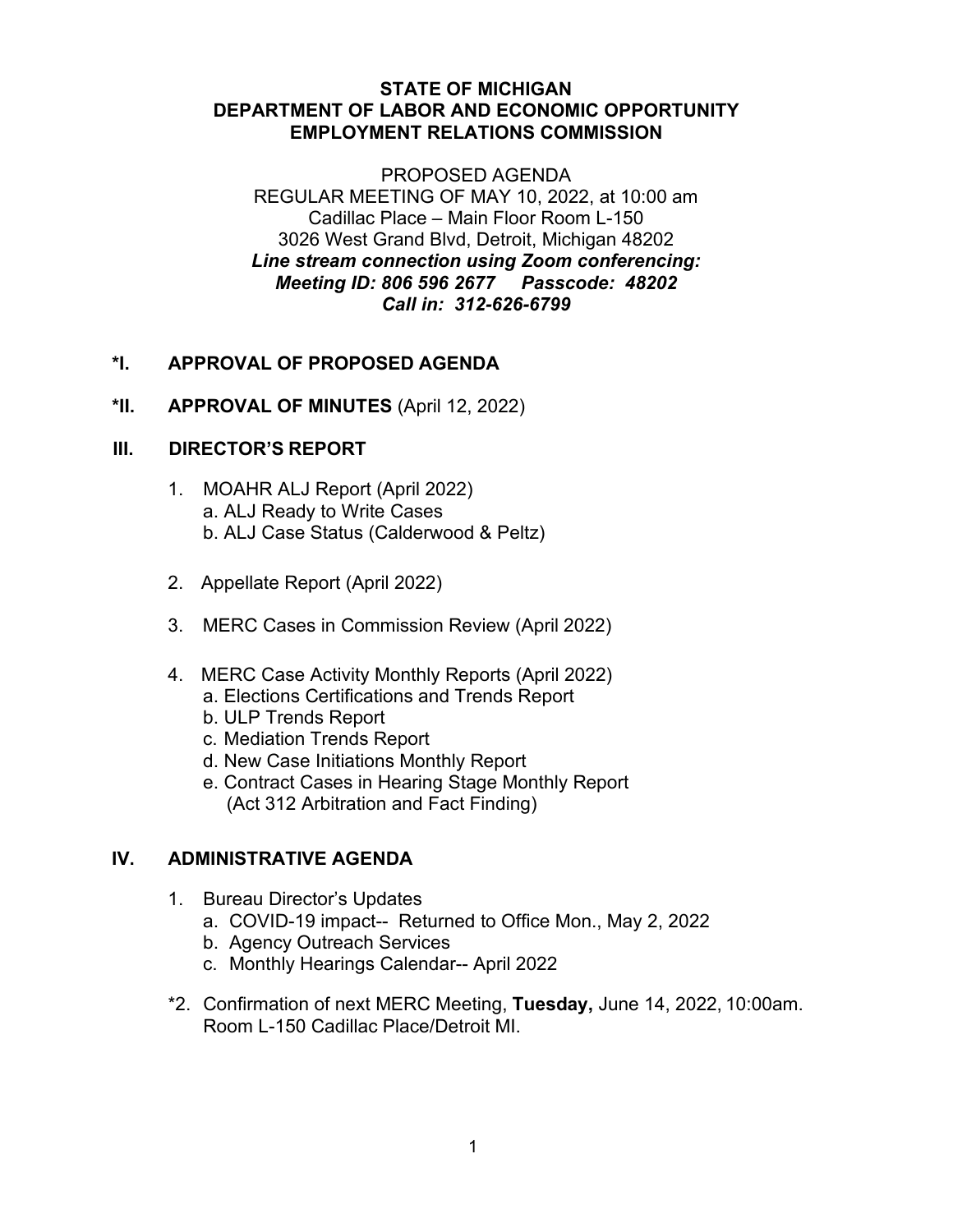**STATE OF MICHIGAN**
**DEPARTMENT OF LABOR AND ECONOMIC OPPORTUNITY**
**EMPLOYMENT RELATIONS COMMISSION**

PROPOSED AGENDA
REGULAR MEETING OF MAY 10, 2022, at 10:00 am
Cadillac Place – Main Floor Room L-150
3026 West Grand Blvd, Detroit, Michigan 48202
***Line stream connection using Zoom conferencing:***
***Meeting ID: 806 596 2677 Passcode: 48202***
***Call in: 312-626-6799***

**\*I. APPROVAL OF PROPOSED AGENDA**

**\*II. APPROVAL OF MINUTES** (April 12, 2022)

**III. DIRECTOR'S REPORT**

1. MOAHR ALJ Report (April 2022)
   a. ALJ Ready to Write Cases
   b. ALJ Case Status (Calderwood & Peltz)

2. Appellate Report (April 2022)

3. MERC Cases in Commission Review (April 2022)

4. MERC Case Activity Monthly Reports (April 2022)
   a. Elections Certifications and Trends Report
   b. ULP Trends Report
   c. Mediation Trends Report
   d. New Case Initiations Monthly Report
   e. Contract Cases in Hearing Stage Monthly Report (Act 312 Arbitration and Fact Finding)

**IV. ADMINISTRATIVE AGENDA**

1. Bureau Director's Updates
   a. COVID-19 impact-- Returned to Office Mon., May 2, 2022
   b. Agency Outreach Services
   c. Monthly Hearings Calendar-- April 2022

\*2. Confirmation of next MERC Meeting, **Tuesday,** June 14, 2022, 10:00am. Room L-150 Cadillac Place/Detroit MI.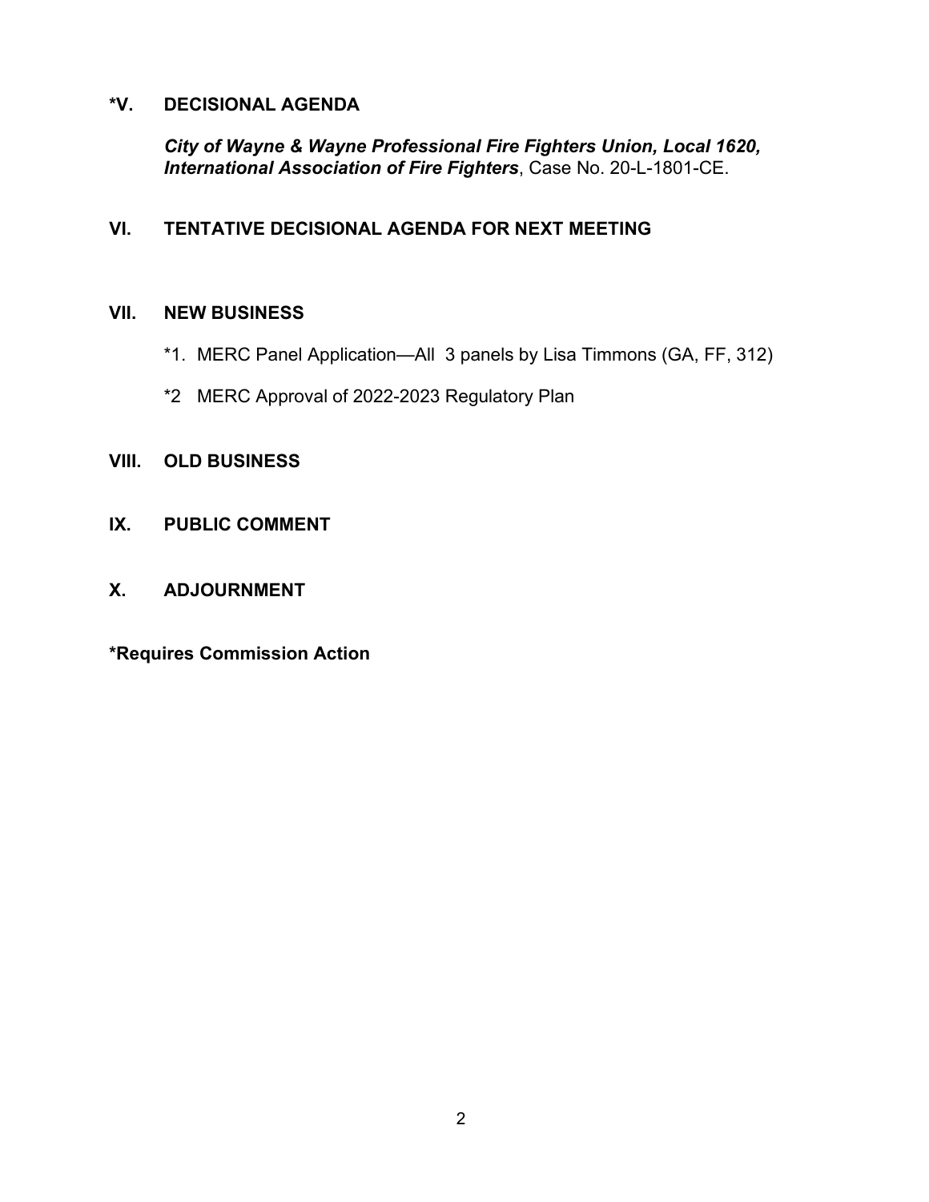## *V. DECISIONAL AGENDA

***City of Wayne & Wayne Professional Fire Fighters Union, Local 1620, International Association of Fire Fighters***, Case No. 20-L-1801-CE.

## VI. TENTATIVE DECISIONAL AGENDA FOR NEXT MEETING

## VII. NEW BUSINESS

*1. MERC Panel Application—All 3 panels by Lisa Timmons (GA, FF, 312)

*2 MERC Approval of 2022-2023 Regulatory Plan

## VIII. OLD BUSINESS

## IX. PUBLIC COMMENT

## X. ADJOURNMENT

**\*Requires Commission Action**